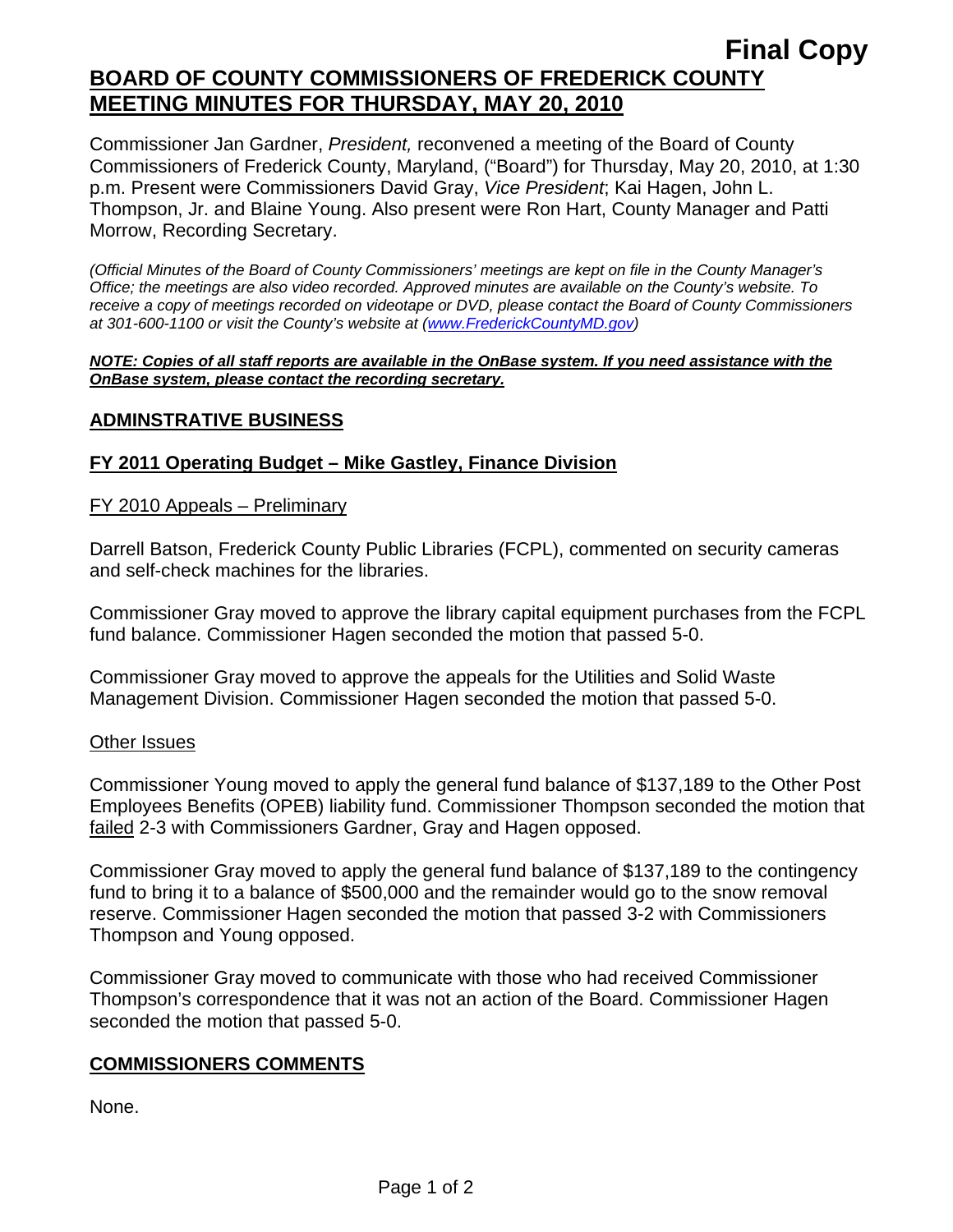**Final Copy**

# BOARD OF COUNTY COMMISSIONERS OF FREDERICK COUNTY MEETING MINUTES FOR THURSDAY, MAY 20, 2010

Commissioner Jan Gardner, *President,* reconvened a meeting of the Board of County Commissioners of Frederick County, Maryland, ("Board") for Thursday, May 20, 2010, at 1:30 p.m. Present were Commissioners David Gray, *Vice President*; Kai Hagen, John L. Thompson, Jr. and Blaine Young. Also present were Ron Hart, County Manager and Patti Morrow, Recording Secretary.

*(Official Minutes of the Board of County Commissioners' meetings are kept on file in the County Manager's Office; the meetings are also video recorded. Approved minutes are available on the County's website. To receive a copy of meetings recorded on videotape or DVD, please contact the Board of County Commissioners at 301-600-1100 or visit the County's website at (www.FrederickCountyMD.gov)*

***NOTE: Copies of all staff reports are available in the OnBase system. If you need assistance with the OnBase system, please contact the recording secretary.***

## ADMINSTRATIVE BUSINESS

### FY 2011 Operating Budget – Mike Gastley, Finance Division

FY 2010 Appeals – Preliminary

Darrell Batson, Frederick County Public Libraries (FCPL), commented on security cameras and self-check machines for the libraries.

Commissioner Gray moved to approve the library capital equipment purchases from the FCPL fund balance. Commissioner Hagen seconded the motion that passed 5-0.

Commissioner Gray moved to approve the appeals for the Utilities and Solid Waste Management Division. Commissioner Hagen seconded the motion that passed 5-0.

Other Issues

Commissioner Young moved to apply the general fund balance of $137,189 to the Other Post Employees Benefits (OPEB) liability fund. Commissioner Thompson seconded the motion that failed 2-3 with Commissioners Gardner, Gray and Hagen opposed.

Commissioner Gray moved to apply the general fund balance of $137,189 to the contingency fund to bring it to a balance of $500,000 and the remainder would go to the snow removal reserve. Commissioner Hagen seconded the motion that passed 3-2 with Commissioners Thompson and Young opposed.

Commissioner Gray moved to communicate with those who had received Commissioner Thompson's correspondence that it was not an action of the Board. Commissioner Hagen seconded the motion that passed 5-0.

## COMMISSIONERS COMMENTS

None.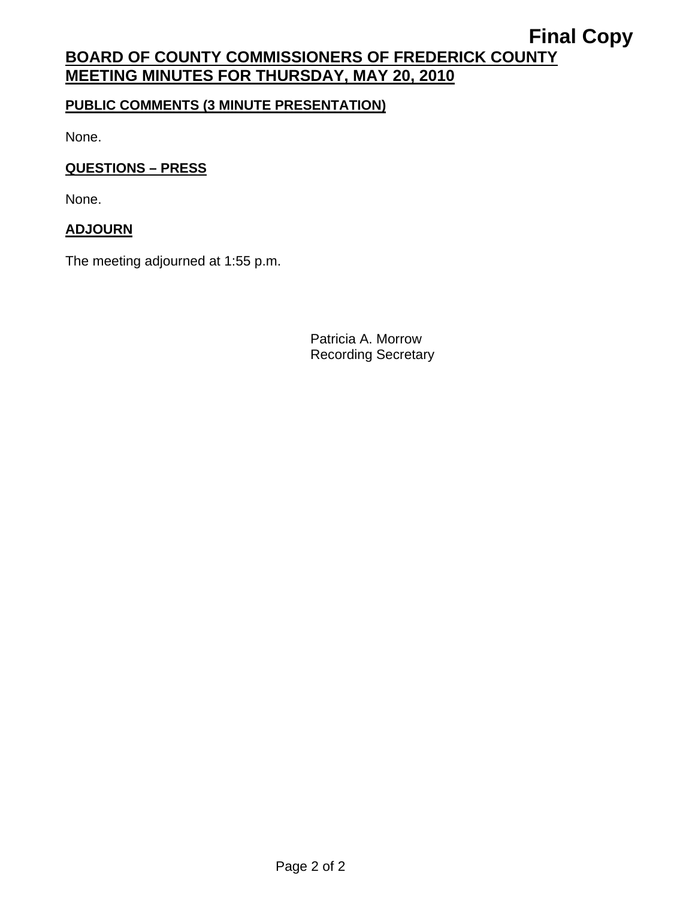**Final Copy**

**BOARD OF COUNTY COMMISSIONERS OF FREDERICK COUNTY MEETING MINUTES FOR THURSDAY, MAY 20, 2010**

**PUBLIC COMMENTS (3 MINUTE PRESENTATION)**

None.

**QUESTIONS – PRESS**

None.

**ADJOURN**

The meeting adjourned at 1:55 p.m.

Patricia A. Morrow
Recording Secretary